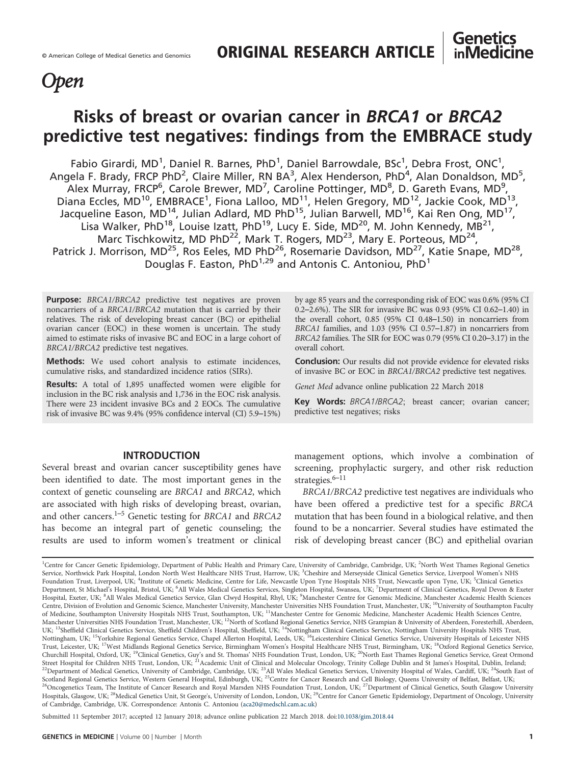© American College of Medical Genetics and Genomics

ORIGINAL RESEARCH ARTICLE

Open

# Risks of breast or ovarian cancer in *BRCA1* or *BRCA2* predictive test negatives: findings from the EMBRACE study

Fabio Girardi, MD[1], Daniel R. Barnes, PhD[1], Daniel Barrowdale, BSc[1], Debra Frost, ONC[1], Angela F. Brady, FRCP PhD[2], Claire Miller, RN BA[3], Alex Henderson, PhD[4], Alan Donaldson, MD[5], Alex Murray, FRCP[6], Carole Brewer, MD[7], Caroline Pottinger, MD[8], D. Gareth Evans, MD[9], Diana Eccles, MD[10], EMBRACE[1], Fiona Lalloo, MD[11], Helen Gregory, MD[12], Jackie Cook, MD[13], Jacqueline Eason, MD[14], Julian Adlard, MD PhD[15], Julian Barwell, MD[16], Kai Ren Ong, MD[17], Lisa Walker, PhD[18], Louise Izatt, PhD[19], Lucy E. Side, MD[20], M. John Kennedy, MB[21], Marc Tischkowitz, MD PhD[22], Mark T. Rogers, MD[23], Mary E. Porteous, MD[24], Patrick J. Morrison, MD[25], Ros Eeles, MD PhD[26], Rosemarie Davidson, MD[27], Katie Snape, MD[28], Douglas F. Easton, PhD[1,29] and Antonis C. Antoniou, PhD[1]

**Purpose:** *BRCA1/BRCA2* predictive test negatives are proven noncarriers of a *BRCA1/BRCA2* mutation that is carried by their relatives. The risk of developing breast cancer (BC) or epithelial ovarian cancer (EOC) in these women is uncertain. The study aimed to estimate risks of invasive BC and EOC in a large cohort of *BRCA1/BRCA2* predictive test negatives.

**Methods:** We used cohort analysis to estimate incidences, cumulative risks, and standardized incidence ratios (SIRs).

**Results:** A total of 1,895 unaffected women were eligible for inclusion in the BC risk analysis and 1,736 in the EOC risk analysis. There were 23 incident invasive BCs and 2 EOCs. The cumulative risk of invasive BC was 9.4% (95% confidence interval (CI) 5.9–15%) by age 85 years and the corresponding risk of EOC was 0.6% (95% CI 0.2–2.6%). The SIR for invasive BC was 0.93 (95% CI 0.62–1.40) in the overall cohort, 0.85 (95% CI 0.48–1.50) in noncarriers from *BRCA1* families, and 1.03 (95% CI 0.57–1.87) in noncarriers from *BRCA2* families. The SIR for EOC was 0.79 (95% CI 0.20–3.17) in the overall cohort.

**Conclusion:** Our results did not provide evidence for elevated risks of invasive BC or EOC in *BRCA1/BRCA2* predictive test negatives.

*Genet Med* advance online publication 22 March 2018

**Key Words:** *BRCA1/BRCA2*; breast cancer; ovarian cancer; predictive test negatives; risks

## INTRODUCTION

Several breast and ovarian cancer susceptibility genes have been identified to date. The most important genes in the context of genetic counseling are *BRCA1* and *BRCA2*, which are associated with high risks of developing breast, ovarian, and other cancers.[1–5] Genetic testing for *BRCA1* and *BRCA2* has become an integral part of genetic counseling; the results are used to inform women's treatment or clinical management options, which involve a combination of screening, prophylactic surgery, and other risk reduction strategies.[6–11]

*BRCA1/BRCA2* predictive test negatives are individuals who have been offered a predictive test for a specific *BRCA* mutation that has been found in a biological relative, and then found to be a noncarrier. Several studies have estimated the risk of developing breast cancer (BC) and epithelial ovarian

---

[1]Centre for Cancer Genetic Epidemiology, Department of Public Health and Primary Care, University of Cambridge, Cambridge, UK; [2]North West Thames Regional Genetics Service, Northwick Park Hospital, London North West Healthcare NHS Trust, Harrow, UK; [3]Cheshire and Merseyside Clinical Genetics Service, Liverpool Women's NHS Foundation Trust, Liverpool, UK; [4]Institute of Genetic Medicine, Centre for Life, Newcastle Upon Tyne Hospitals NHS Trust, Newcastle upon Tyne, UK; [5]Clinical Genetics Department, St Michael's Hospital, Bristol, UK; [6]All Wales Medical Genetics Services, Singleton Hospital, Swansea, UK; [7]Department of Clinical Genetics, Royal Devon & Exeter Hospital, Exeter, UK; [8]All Wales Medical Genetics Service, Glan Clwyd Hospital, Rhyl, UK; [9]Manchester Centre for Genomic Medicine, Manchester Academic Health Sciences Centre, Division of Evolution and Genomic Science, Manchester University, Manchester Universities NHS Foundation Trust, Manchester, UK; [10]University of Southampton Faculty of Medicine, Southampton University Hospitals NHS Trust, Southampton, UK; [11]Manchester Centre for Genomic Medicine, Manchester Academic Health Sciences Centre, Manchester Universities NHS Foundation Trust, Manchester, UK; [12]North of Scotland Regional Genetics Service, NHS Grampian & University of Aberdeen, Foresterhill, Aberdeen, UK; [13]Sheffield Clinical Genetics Service, Sheffield Children's Hospital, Sheffield, UK; [14]Nottingham Clinical Genetics Service, Nottingham University Hospitals NHS Trust, Nottingham, UK; [15]Yorkshire Regional Genetics Service, Chapel Allerton Hospital, Leeds, UK; [16]Leicestershire Clinical Genetics Service, University Hospitals of Leicester NHS Trust, Leicester, UK; [17]West Midlands Regional Genetics Service, Birmingham Women's Hospital Healthcare NHS Trust, Birmingham, UK; [18]Oxford Regional Genetics Service, Churchill Hospital, Oxford, UK; [19]Clinical Genetics, Guy's and St. Thomas' NHS Foundation Trust, London, UK; [20]North East Thames Regional Genetics Service, Great Ormond Street Hospital for Children NHS Trust, London, UK; [21]Academic Unit of Clinical and Molecular Oncology, Trinity College Dublin and St James's Hospital, Dublin, Ireland; [22]Department of Medical Genetics, University of Cambridge, Cambridge, UK; [23]All Wales Medical Genetics Services, University Hospital of Wales, Cardiff, UK; [24]South East of Scotland Regional Genetics Service, Western General Hospital, Edinburgh, UK; [25]Centre for Cancer Research and Cell Biology, Queens University of Belfast, Belfast, UK; [26]Oncogenetics Team, The Institute of Cancer Research and Royal Marsden NHS Foundation Trust, London, UK; [27]Department of Clinical Genetics, South Glasgow University Hospitals, Glasgow, UK; [28]Medical Genetics Unit, St George's, University of London, London, UK; [29]Centre for Cancer Genetic Epidemiology, Department of Oncology, University of Cambridge, Cambridge, UK. Correspondence: Antonis C. Antoniou (aca20@medschl.cam.ac.uk)

Submitted 11 September 2017; accepted 12 January 2018; advance online publication 22 March 2018. doi:10.1038/gim.2018.44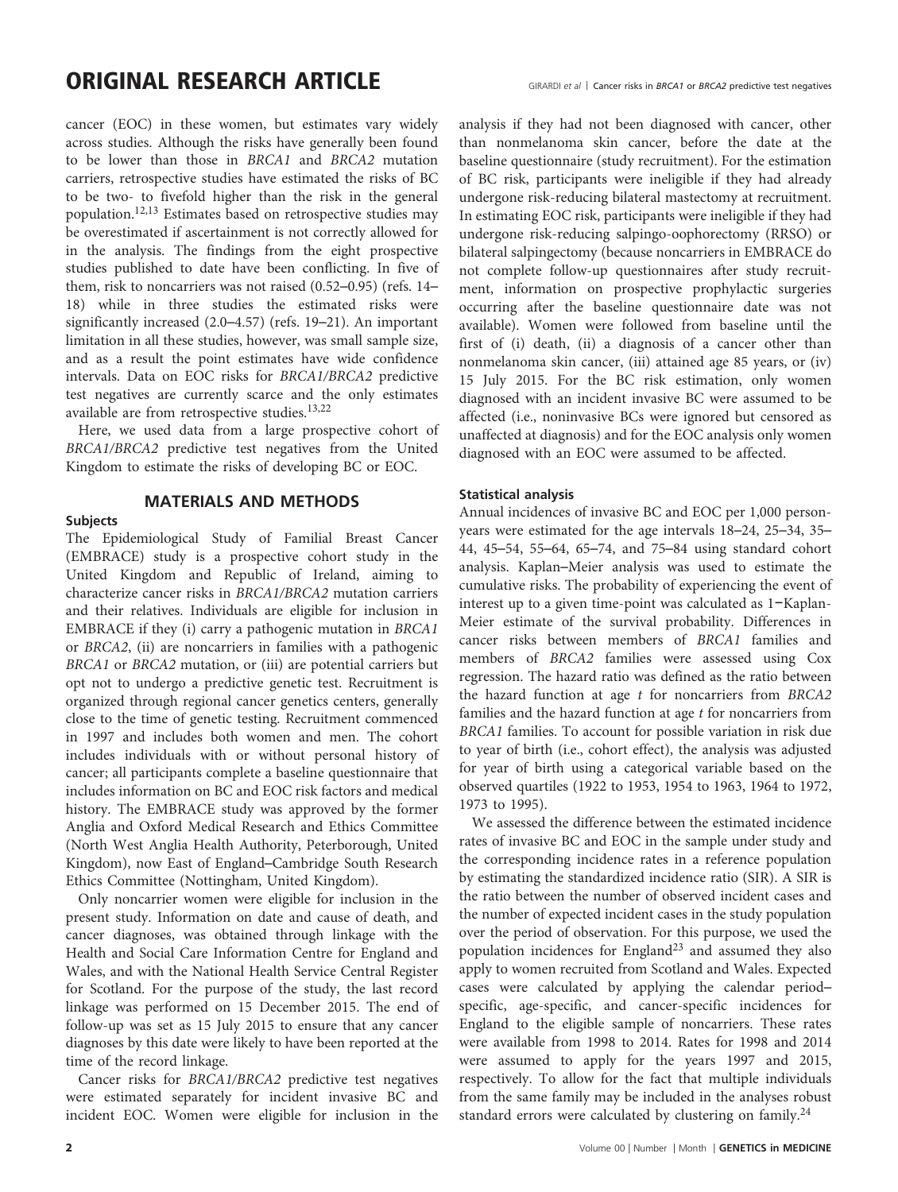cancer (EOC) in these women, but estimates vary widely across studies. Although the risks have generally been found to be lower than those in *BRCA1* and *BRCA2* mutation carriers, retrospective studies have estimated the risks of BC to be two- to fivefold higher than the risk in the general population.[12,13] Estimates based on retrospective studies may be overestimated if ascertainment is not correctly allowed for in the analysis. The findings from the eight prospective studies published to date have been conflicting. In five of them, risk to noncarriers was not raised (0.52–0.95) (refs. 14–18) while in three studies the estimated risks were significantly increased (2.0–4.57) (refs. 19–21). An important limitation in all these studies, however, was small sample size, and as a result the point estimates have wide confidence intervals. Data on EOC risks for *BRCA1/BRCA2* predictive test negatives are currently scarce and the only estimates available are from retrospective studies.[13,22]

Here, we used data from a large prospective cohort of *BRCA1/BRCA2* predictive test negatives from the United Kingdom to estimate the risks of developing BC or EOC.

## MATERIALS AND METHODS

### Subjects

The Epidemiological Study of Familial Breast Cancer (EMBRACE) study is a prospective cohort study in the United Kingdom and Republic of Ireland, aiming to characterize cancer risks in *BRCA1/BRCA2* mutation carriers and their relatives. Individuals are eligible for inclusion in EMBRACE if they (i) carry a pathogenic mutation in *BRCA1* or *BRCA2*, (ii) are noncarriers in families with a pathogenic *BRCA1* or *BRCA2* mutation, or (iii) are potential carriers but opt not to undergo a predictive genetic test. Recruitment is organized through regional cancer genetics centers, generally close to the time of genetic testing. Recruitment commenced in 1997 and includes both women and men. The cohort includes individuals with or without personal history of cancer; all participants complete a baseline questionnaire that includes information on BC and EOC risk factors and medical history. The EMBRACE study was approved by the former Anglia and Oxford Medical Research and Ethics Committee (North West Anglia Health Authority, Peterborough, United Kingdom), now East of England–Cambridge South Research Ethics Committee (Nottingham, United Kingdom).

Only noncarrier women were eligible for inclusion in the present study. Information on date and cause of death, and cancer diagnoses, was obtained through linkage with the Health and Social Care Information Centre for England and Wales, and with the National Health Service Central Register for Scotland. For the purpose of the study, the last record linkage was performed on 15 December 2015. The end of follow-up was set as 15 July 2015 to ensure that any cancer diagnoses by this date were likely to have been reported at the time of the record linkage.

Cancer risks for *BRCA1/BRCA2* predictive test negatives were estimated separately for incident invasive BC and incident EOC. Women were eligible for inclusion in the analysis if they had not been diagnosed with cancer, other than nonmelanoma skin cancer, before the date at the baseline questionnaire (study recruitment). For the estimation of BC risk, participants were ineligible if they had already undergone risk-reducing bilateral mastectomy at recruitment. In estimating EOC risk, participants were ineligible if they had undergone risk-reducing salpingo-oophorectomy (RRSO) or bilateral salpingectomy (because noncarriers in EMBRACE do not complete follow-up questionnaires after study recruitment, information on prospective prophylactic surgeries occurring after the baseline questionnaire date was not available). Women were followed from baseline until the first of (i) death, (ii) a diagnosis of a cancer other than nonmelanoma skin cancer, (iii) attained age 85 years, or (iv) 15 July 2015. For the BC risk estimation, only women diagnosed with an incident invasive BC were assumed to be affected (i.e., noninvasive BCs were ignored but censored as unaffected at diagnosis) and for the EOC analysis only women diagnosed with an EOC were assumed to be affected.

### Statistical analysis

Annual incidences of invasive BC and EOC per 1,000 person-years were estimated for the age intervals 18–24, 25–34, 35–44, 45–54, 55–64, 65–74, and 75–84 using standard cohort analysis. Kaplan–Meier analysis was used to estimate the cumulative risks. The probability of experiencing the event of interest up to a given time-point was calculated as 1−Kaplan-Meier estimate of the survival probability. Differences in cancer risks between members of *BRCA1* families and members of *BRCA2* families were assessed using Cox regression. The hazard ratio was defined as the ratio between the hazard function at age $t$ for noncarriers from *BRCA2* families and the hazard function at age $t$ for noncarriers from *BRCA1* families. To account for possible variation in risk due to year of birth (i.e., cohort effect), the analysis was adjusted for year of birth using a categorical variable based on the observed quartiles (1922 to 1953, 1954 to 1963, 1964 to 1972, 1973 to 1995).

We assessed the difference between the estimated incidence rates of invasive BC and EOC in the sample under study and the corresponding incidence rates in a reference population by estimating the standardized incidence ratio (SIR). A SIR is the ratio between the number of observed incident cases and the number of expected incident cases in the study population over the period of observation. For this purpose, we used the population incidences for England[23] and assumed they also apply to women recruited from Scotland and Wales. Expected cases were calculated by applying the calendar period–specific, age-specific, and cancer-specific incidences for England to the eligible sample of noncarriers. These rates were available from 1998 to 2014. Rates for 1998 and 2014 were assumed to apply for the years 1997 and 2015, respectively. To allow for the fact that multiple individuals from the same family may be included in the analyses robust standard errors were calculated by clustering on family.[24]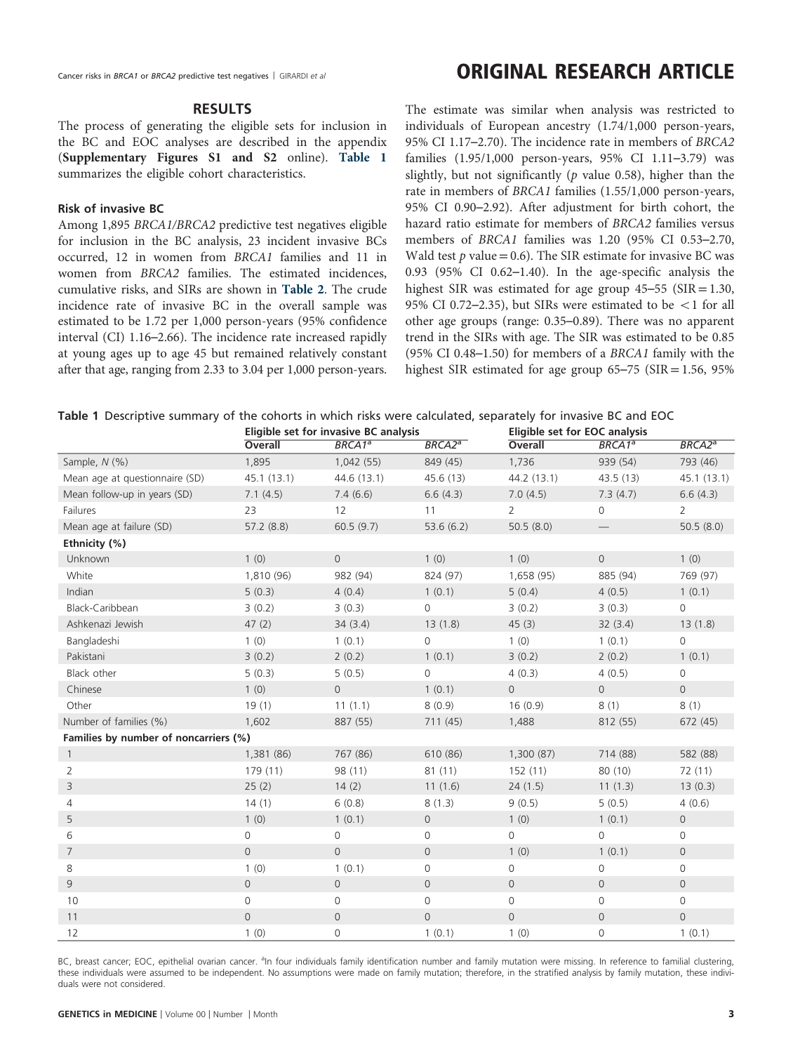## RESULTS

The process of generating the eligible sets for inclusion in the BC and EOC analyses are described in the appendix (**Supplementary Figures S1 and S2** online). **Table 1** summarizes the eligible cohort characteristics.

### Risk of invasive BC

Among 1,895 *BRCA1/BRCA2* predictive test negatives eligible for inclusion in the BC analysis, 23 incident invasive BCs occurred, 12 in women from *BRCA1* families and 11 in women from *BRCA2* families. The estimated incidences, cumulative risks, and SIRs are shown in **Table 2**. The crude incidence rate of invasive BC in the overall sample was estimated to be 1.72 per 1,000 person-years (95% confidence interval (CI) 1.16–2.66). The incidence rate increased rapidly at young ages up to age 45 but remained relatively constant after that age, ranging from 2.33 to 3.04 per 1,000 person-years. The estimate was similar when analysis was restricted to individuals of European ancestry (1.74/1,000 person-years, 95% CI 1.17–2.70). The incidence rate in members of *BRCA2* families (1.95/1,000 person-years, 95% CI 1.11–3.79) was slightly, but not significantly (*p* value 0.58), higher than the rate in members of *BRCA1* families (1.55/1,000 person-years, 95% CI 0.90–2.92). After adjustment for birth cohort, the hazard ratio estimate for members of *BRCA2* families versus members of *BRCA1* families was 1.20 (95% CI 0.53–2.70, Wald test $p$ value = 0.6). The SIR estimate for invasive BC was 0.93 (95% CI 0.62–1.40). In the age-specific analysis the highest SIR was estimated for age group 45–55 (SIR = 1.30, 95% CI 0.72–2.35), but SIRs were estimated to be < 1 for all other age groups (range: 0.35–0.89). There was no apparent trend in the SIRs with age. The SIR was estimated to be 0.85 (95% CI 0.48–1.50) for members of a *BRCA1* family with the highest SIR estimated for age group 65–75 (SIR = 1.56, 95%

**Table 1** Descriptive summary of the cohorts in which risks were calculated, separately for invasive BC and EOC

| | Eligible set for invasive BC analysis | | | Eligible set for EOC analysis | | |
|---|---|---|---|---|---|---|
| | Overall | *BRCA1*[a] | *BRCA2*[a] | Overall | *BRCA1*[a] | *BRCA2*[a] |
| Sample, *N* (%) | 1,895 | 1,042 (55) | 849 (45) | 1,736 | 939 (54) | 793 (46) |
| Mean age at questionnaire (SD) | 45.1 (13.1) | 44.6 (13.1) | 45.6 (13) | 44.2 (13.1) | 43.5 (13) | 45.1 (13.1) |
| Mean follow-up in years (SD) | 7.1 (4.5) | 7.4 (6.6) | 6.6 (4.3) | 7.0 (4.5) | 7.3 (4.7) | 6.6 (4.3) |
| Failures | 23 | 12 | 11 | 2 | 0 | 2 |
| Mean age at failure (SD) | 57.2 (8.8) | 60.5 (9.7) | 53.6 (6.2) | 50.5 (8.0) | — | 50.5 (8.0) |
| **Ethnicity (%)** | | | | | | |
| Unknown | 1 (0) | 0 | 1 (0) | 1 (0) | 0 | 1 (0) |
| White | 1,810 (96) | 982 (94) | 824 (97) | 1,658 (95) | 885 (94) | 769 (97) |
| Indian | 5 (0.3) | 4 (0.4) | 1 (0.1) | 5 (0.4) | 4 (0.5) | 1 (0.1) |
| Black-Caribbean | 3 (0.2) | 3 (0.3) | 0 | 3 (0.2) | 3 (0.3) | 0 |
| Ashkenazi Jewish | 47 (2) | 34 (3.4) | 13 (1.8) | 45 (3) | 32 (3.4) | 13 (1.8) |
| Bangladeshi | 1 (0) | 1 (0.1) | 0 | 1 (0) | 1 (0.1) | 0 |
| Pakistani | 3 (0.2) | 2 (0.2) | 1 (0.1) | 3 (0.2) | 2 (0.2) | 1 (0.1) |
| Black other | 5 (0.3) | 5 (0.5) | 0 | 4 (0.3) | 4 (0.5) | 0 |
| Chinese | 1 (0) | 0 | 1 (0.1) | 0 | 0 | 0 |
| Other | 19 (1) | 11 (1.1) | 8 (0.9) | 16 (0.9) | 8 (1) | 8 (1) |
| Number of families (%) | 1,602 | 887 (55) | 711 (45) | 1,488 | 812 (55) | 672 (45) |
| **Families by number of noncarriers (%)** | | | | | | |
| 1 | 1,381 (86) | 767 (86) | 610 (86) | 1,300 (87) | 714 (88) | 582 (88) |
| 2 | 179 (11) | 98 (11) | 81 (11) | 152 (11) | 80 (10) | 72 (11) |
| 3 | 25 (2) | 14 (2) | 11 (1.6) | 24 (1.5) | 11 (1.3) | 13 (0.3) |
| 4 | 14 (1) | 6 (0.8) | 8 (1.3) | 9 (0.5) | 5 (0.5) | 4 (0.6) |
| 5 | 1 (0) | 1 (0.1) | 0 | 1 (0) | 1 (0.1) | 0 |
| 6 | 0 | 0 | 0 | 0 | 0 | 0 |
| 7 | 0 | 0 | 0 | 1 (0) | 1 (0.1) | 0 |
| 8 | 1 (0) | 1 (0.1) | 0 | 0 | 0 | 0 |
| 9 | 0 | 0 | 0 | 0 | 0 | 0 |
| 10 | 0 | 0 | 0 | 0 | 0 | 0 |
| 11 | 0 | 0 | 0 | 0 | 0 | 0 |
| 12 | 1 (0) | 0 | 1 (0.1) | 1 (0) | 0 | 1 (0.1) |

BC, breast cancer; EOC, epithelial ovarian cancer. [a]In four individuals family identification number and family mutation were missing. In reference to familial clustering, these individuals were assumed to be independent. No assumptions were made on family mutation; therefore, in the stratified analysis by family mutation, these individuals were not considered.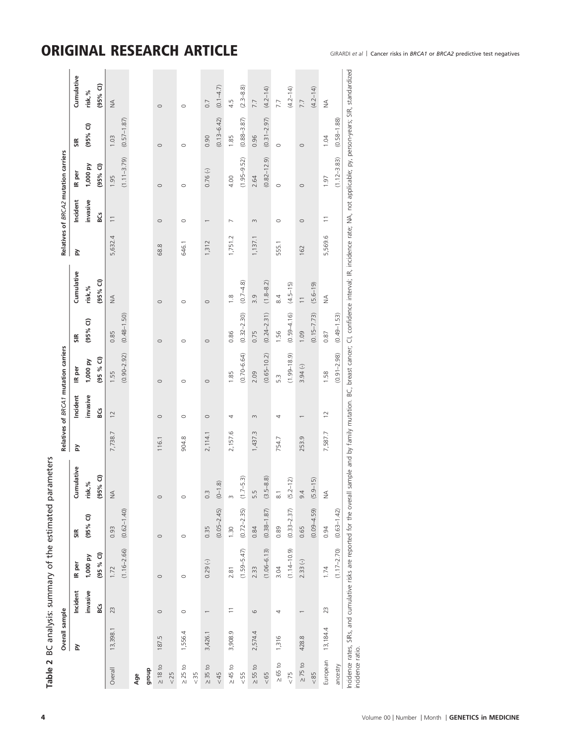**Table 2** BC analysis: summary of the estimated parameters

| | Overall sample | | | | | Relatives of *BRCA1* mutation carriers | | | | | Relatives of *BRCA2* mutation carriers | | | | |
|---|---|---|---|---|---|---|---|---|---|---|---|---|---|---|---|
| | py | Incident invasive BCs | IR per 1,000 py (95 % CI) | SIR (95% CI) | Cumulative risk, % (95% CI) | py | Incident invasive BCs | IR per 1,000 py (95 % CI) | SIR (95% CI) | Cumulative risk, % (95% CI) | py | Incident invasive BCs | IR per 1,000 py (95% CI) | SIR (95% CI) | Cumulative risk, % (95% CI) |
| Overall | 13,398.1 | 23 | 1.72 (1.16–2.66) | 0.93 (0.62–1.40) | NA | 7,738.7 | 12 | 1.55 (0.90–2.92) | 0.85 (0.48–1.50) | NA | 5,632.4 | 11 | 1.95 (1.11–3.79) | 1.03 (0.57–1.87) | NA |
| **Age group** | | | | | | | | | | | | | | | |
| ≥18 to <25 | 187.5 | 0 | 0 | 0 | 0 | 116.1 | 0 | 0 | 0 | 0 | 68.8 | 0 | 0 | 0 | 0 |
| ≥25 to <35 | 1,556.4 | 0 | 0 | 0 | 0 | 904.8 | 0 | 0 | 0 | 0 | 646.1 | 0 | 0 | 0 | 0 |
| ≥35 to <45 | 3,426.1 | 1 | 0.29 (-) | 0.35 (0.05–2.45) | 0.3 (0–1.8) | 2,114.1 | 0 | 0 | 0 | 0 | 1,312 | 1 | 0.76 (-) | 0.90 (0.13–6.42) | 0.7 (0.1–4.7) |
| ≥45 to <55 | 3,908.9 | 11 | 2.81 (1.59–5.47) | 1.30 (0.72–2.35) | 3 (1.7–5.3) | 2,157.6 | 4 | 1.85 (0.70–6.64) | 0.86 (0.32–2.30) | 1.8 (0.7–4.8) | 1,751.2 | 7 | 4.00 (1.95–9.52) | 1.85 (0.88–3.87) | 4.5 (2.3–8.8) |
| ≥55 to <65 | 2,574.4 | 6 | 2.33 (1.06–6.13) | 0.84 (0.38–1.87) | 5.5 (3.5–8.8) | 1,437.3 | 3 | 2.09 (0.65–10.2) | 0.75 (0.24–2.31) | 3.9 (1.8–8.2) | 1,137.1 | 3 | 2.64 (0.82–12.9) | 0.96 (0.31–2.97) | 7.7 (4.2–14) |
| ≥65 to <75 | 1,316 | 4 | 3.04 (1.14–10.9) | 0.89 (0.33–2.37) | 8.1 (5.2–12) | 754.7 | 4 | 5.3 (1.99–18.9) | 1.56 (0.59–4.16) | 8.4 (4.5–15) | 555.1 | 0 | 0 | 0 | 7.7 (4.2–14) |
| ≥75 to <85 | 428.8 | 1 | 2.33 (-) | 0.65 (0.09–4.59) | 9.4 (5.9–15) | 253.9 | 1 | 3.94 (-) | 1.09 (0.15–7.73) | 11 (5.6–19) | 162 | 0 | 0 | 0 | 7.7 (4.2–14) |
| European ancestry | 13,184.4 | 23 | 1.74 (1.17–2.70) | 0.94 (0.63–1.42) | NA | 7,587.7 | 12 | 1.58 (0.91–2.98) | 0.87 (0.49–1.53) | NA | 5,569.6 | 11 | 1.97 (1.12–3.83) | 1.04 (0.58–1.88) | NA |

Incidence rates, SIRs, and cumulative risks are reported for the overall sample and by family mutation. BC, breast cancer; CI, confidence interval; IR, incidence rate; NA, not applicable; py, person-years; SIR, standardized incidence ratio.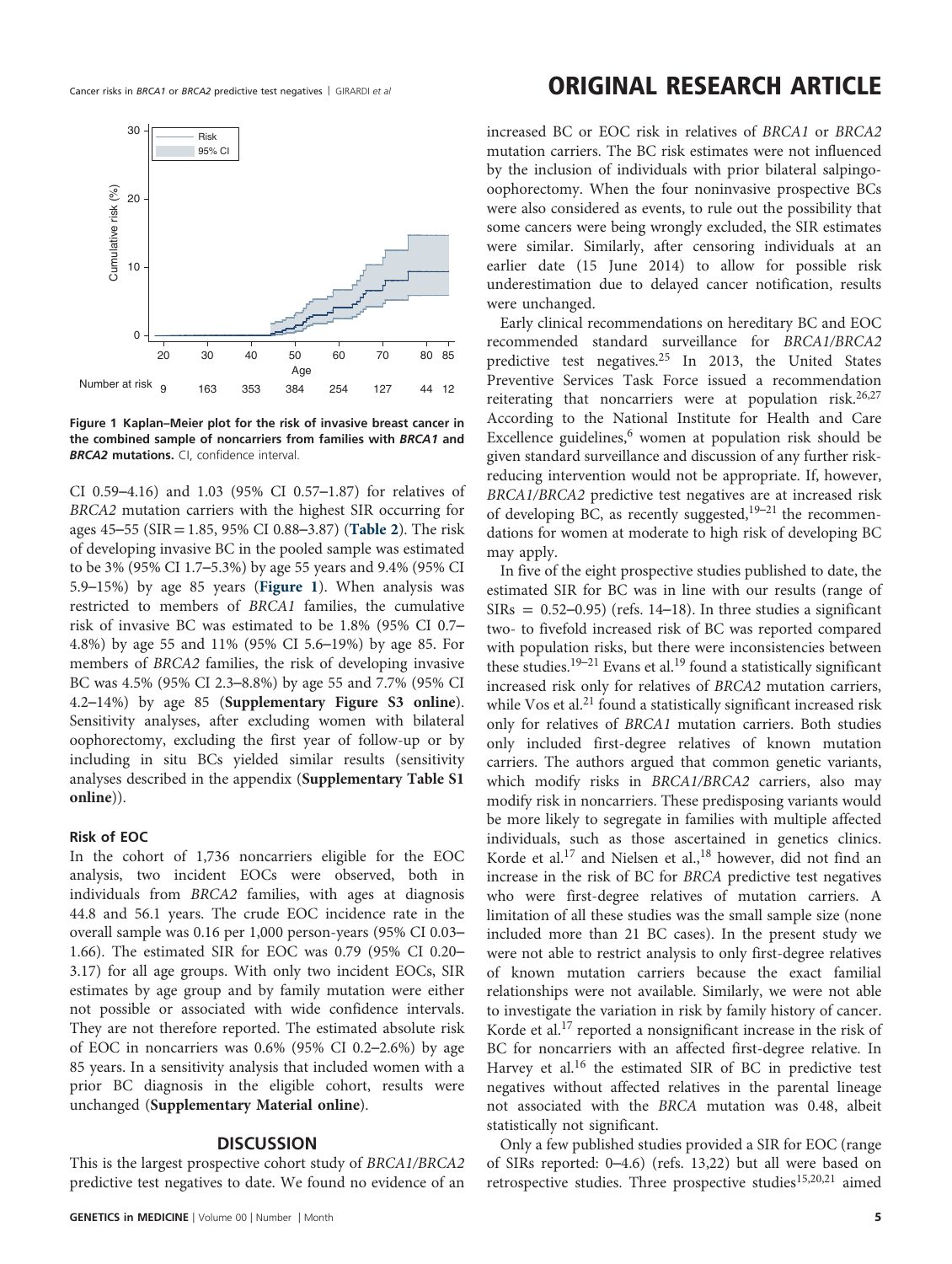Figure 1 Kaplan–Meier plot for the risk of invasive breast cancer in the combined sample of noncarriers from families with *BRCA1* and *BRCA2* mutations. CI, confidence interval.

CI 0.59–4.16) and 1.03 (95% CI 0.57–1.87) for relatives of *BRCA2* mutation carriers with the highest SIR occurring for ages 45–55 (SIR = 1.85, 95% CI 0.88–3.87) (**Table 2**). The risk of developing invasive BC in the pooled sample was estimated to be 3% (95% CI 1.7–5.3%) by age 55 years and 9.4% (95% CI 5.9–15%) by age 85 years (**Figure 1**). When analysis was restricted to members of *BRCA1* families, the cumulative risk of invasive BC was estimated to be 1.8% (95% CI 0.7–4.8%) by age 55 and 11% (95% CI 5.6–19%) by age 85. For members of *BRCA2* families, the risk of developing invasive BC was 4.5% (95% CI 2.3–8.8%) by age 55 and 7.7% (95% CI 4.2–14%) by age 85 (**Supplementary Figure S3 online**). Sensitivity analyses, after excluding women with bilateral oophorectomy, excluding the first year of follow-up or by including in situ BCs yielded similar results (sensitivity analyses described in the appendix (**Supplementary Table S1 online**)).

### Risk of EOC

In the cohort of 1,736 noncarriers eligible for the EOC analysis, two incident EOCs were observed, both in individuals from *BRCA2* families, with ages at diagnosis 44.8 and 56.1 years. The crude EOC incidence rate in the overall sample was 0.16 per 1,000 person-years (95% CI 0.03–1.66). The estimated SIR for EOC was 0.79 (95% CI 0.20–3.17) for all age groups. With only two incident EOCs, SIR estimates by age group and by family mutation were either not possible or associated with wide confidence intervals. They are not therefore reported. The estimated absolute risk of EOC in noncarriers was 0.6% (95% CI 0.2–2.6%) by age 85 years. In a sensitivity analysis that included women with a prior BC diagnosis in the eligible cohort, results were unchanged (**Supplementary Material online**).

## DISCUSSION

This is the largest prospective cohort study of *BRCA1/BRCA2* predictive test negatives to date. We found no evidence of an increased BC or EOC risk in relatives of *BRCA1* or *BRCA2* mutation carriers. The BC risk estimates were not influenced by the inclusion of individuals with prior bilateral salpingo-oophorectomy. When the four noninvasive prospective BCs were also considered as events, to rule out the possibility that some cancers were being wrongly excluded, the SIR estimates were similar. Similarly, after censoring individuals at an earlier date (15 June 2014) to allow for possible risk underestimation due to delayed cancer notification, results were unchanged.

Early clinical recommendations on hereditary BC and EOC recommended standard surveillance for *BRCA1/BRCA2* predictive test negatives.[25] In 2013, the United States Preventive Services Task Force issued a recommendation reiterating that noncarriers were at population risk.[26,27] According to the National Institute for Health and Care Excellence guidelines,[6] women at population risk should be given standard surveillance and discussion of any further risk-reducing intervention would not be appropriate. If, however, *BRCA1/BRCA2* predictive test negatives are at increased risk of developing BC, as recently suggested,[19–21] the recommendations for women at moderate to high risk of developing BC may apply.

In five of the eight prospective studies published to date, the estimated SIR for BC was in line with our results (range of SIRs = 0.52–0.95) (refs. 14–18). In three studies a significant two- to fivefold increased risk of BC was reported compared with population risks, but there were inconsistencies between these studies.[19–21] Evans et al.[19] found a statistically significant increased risk only for relatives of *BRCA2* mutation carriers, while Vos et al.[21] found a statistically significant increased risk only for relatives of *BRCA1* mutation carriers. Both studies only included first-degree relatives of known mutation carriers. The authors argued that common genetic variants, which modify risks in *BRCA1/BRCA2* carriers, also may modify risk in noncarriers. These predisposing variants would be more likely to segregate in families with multiple affected individuals, such as those ascertained in genetics clinics. Korde et al.[17] and Nielsen et al.,[18] however, did not find an increase in the risk of BC for *BRCA* predictive test negatives who were first-degree relatives of mutation carriers. A limitation of all these studies was the small sample size (none included more than 21 BC cases). In the present study we were not able to restrict analysis to only first-degree relatives of known mutation carriers because the exact familial relationships were not available. Similarly, we were not able to investigate the variation in risk by family history of cancer. Korde et al.[17] reported a nonsignificant increase in the risk of BC for noncarriers with an affected first-degree relative. In Harvey et al.[16] the estimated SIR of BC in predictive test negatives without affected relatives in the parental lineage not associated with the *BRCA* mutation was 0.48, albeit statistically not significant.

Only a few published studies provided a SIR for EOC (range of SIRs reported: 0–4.6) (refs. 13,22) but all were based on retrospective studies. Three prospective studies[15,20,21] aimed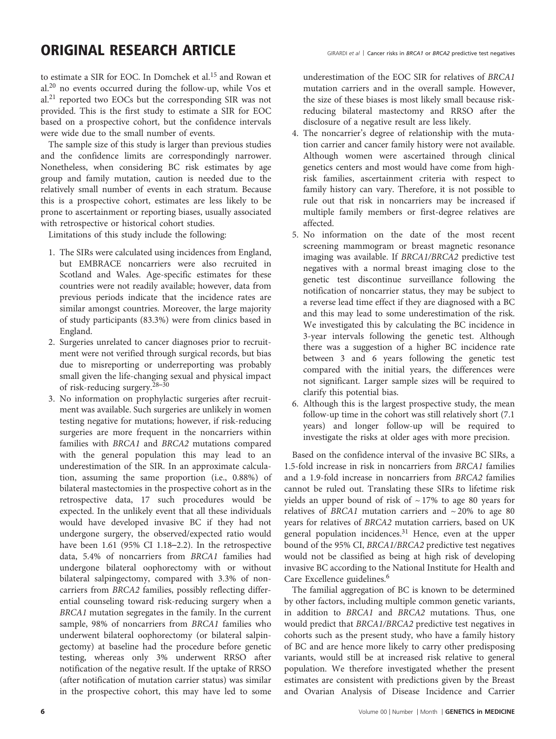to estimate a SIR for EOC. In Domchek et al.[15] and Rowan et al.[20] no events occurred during the follow-up, while Vos et al.[21] reported two EOCs but the corresponding SIR was not provided. This is the first study to estimate a SIR for EOC based on a prospective cohort, but the confidence intervals were wide due to the small number of events.

The sample size of this study is larger than previous studies and the confidence limits are correspondingly narrower. Nonetheless, when considering BC risk estimates by age group and family mutation, caution is needed due to the relatively small number of events in each stratum. Because this is a prospective cohort, estimates are less likely to be prone to ascertainment or reporting biases, usually associated with retrospective or historical cohort studies.

Limitations of this study include the following:

1. The SIRs were calculated using incidences from England, but EMBRACE noncarriers were also recruited in Scotland and Wales. Age-specific estimates for these countries were not readily available; however, data from previous periods indicate that the incidence rates are similar amongst countries. Moreover, the large majority of study participants (83.3%) were from clinics based in England.
2. Surgeries unrelated to cancer diagnoses prior to recruitment were not verified through surgical records, but bias due to misreporting or underreporting was probably small given the life-changing sexual and physical impact of risk-reducing surgery.[28–30]
3. No information on prophylactic surgeries after recruitment was available. Such surgeries are unlikely in women testing negative for mutations; however, if risk-reducing surgeries are more frequent in the noncarriers within families with *BRCA1* and *BRCA2* mutations compared with the general population this may lead to an underestimation of the SIR. In an approximate calculation, assuming the same proportion (i.e., 0.88%) of bilateral mastectomies in the prospective cohort as in the retrospective data, 17 such procedures would be expected. In the unlikely event that all these individuals would have developed invasive BC if they had not undergone surgery, the observed/expected ratio would have been 1.61 (95% CI 1.18–2.2). In the retrospective data, 5.4% of noncarriers from *BRCA1* families had undergone bilateral oophorectomy with or without bilateral salpingectomy, compared with 3.3% of noncarriers from *BRCA2* families, possibly reflecting differential counseling toward risk-reducing surgery when a *BRCA1* mutation segregates in the family. In the current sample, 98% of noncarriers from *BRCA1* families who underwent bilateral oophorectomy (or bilateral salpingectomy) at baseline had the procedure before genetic testing, whereas only 3% underwent RRSO after notification of the negative result. If the uptake of RRSO (after notification of mutation carrier status) was similar in the prospective cohort, this may have led to some underestimation of the EOC SIR for relatives of *BRCA1* mutation carriers and in the overall sample. However, the size of these biases is most likely small because risk-reducing bilateral mastectomy and RRSO after the disclosure of a negative result are less likely.
4. The noncarrier's degree of relationship with the mutation carrier and cancer family history were not available. Although women were ascertained through clinical genetics centers and most would have come from high-risk families, ascertainment criteria with respect to family history can vary. Therefore, it is not possible to rule out that risk in noncarriers may be increased if multiple family members or first-degree relatives are affected.
5. No information on the date of the most recent screening mammogram or breast magnetic resonance imaging was available. If *BRCA1/BRCA2* predictive test negatives with a normal breast imaging close to the genetic test discontinue surveillance following the notification of noncarrier status, they may be subject to a reverse lead time effect if they are diagnosed with a BC and this may lead to some underestimation of the risk. We investigated this by calculating the BC incidence in 3-year intervals following the genetic test. Although there was a suggestion of a higher BC incidence rate between 3 and 6 years following the genetic test compared with the initial years, the differences were not significant. Larger sample sizes will be required to clarify this potential bias.
6. Although this is the largest prospective study, the mean follow-up time in the cohort was still relatively short (7.1 years) and longer follow-up will be required to investigate the risks at older ages with more precision.

Based on the confidence interval of the invasive BC SIRs, a 1.5-fold increase in risk in noncarriers from *BRCA1* families and a 1.9-fold increase in noncarriers from *BRCA2* families cannot be ruled out. Translating these SIRs to lifetime risk yields an upper bound of risk of ~17% to age 80 years for relatives of *BRCA1* mutation carriers and ~20% to age 80 years for relatives of *BRCA2* mutation carriers, based on UK general population incidences.[31] Hence, even at the upper bound of the 95% CI, *BRCA1/BRCA2* predictive test negatives would not be classified as being at high risk of developing invasive BC according to the National Institute for Health and Care Excellence guidelines.[6]

The familial aggregation of BC is known to be determined by other factors, including multiple common genetic variants, in addition to *BRCA1* and *BRCA2* mutations. Thus, one would predict that *BRCA1/BRCA2* predictive test negatives in cohorts such as the present study, who have a family history of BC and are hence more likely to carry other predisposing variants, would still be at increased risk relative to general population. We therefore investigated whether the present estimates are consistent with predictions given by the Breast and Ovarian Analysis of Disease Incidence and Carrier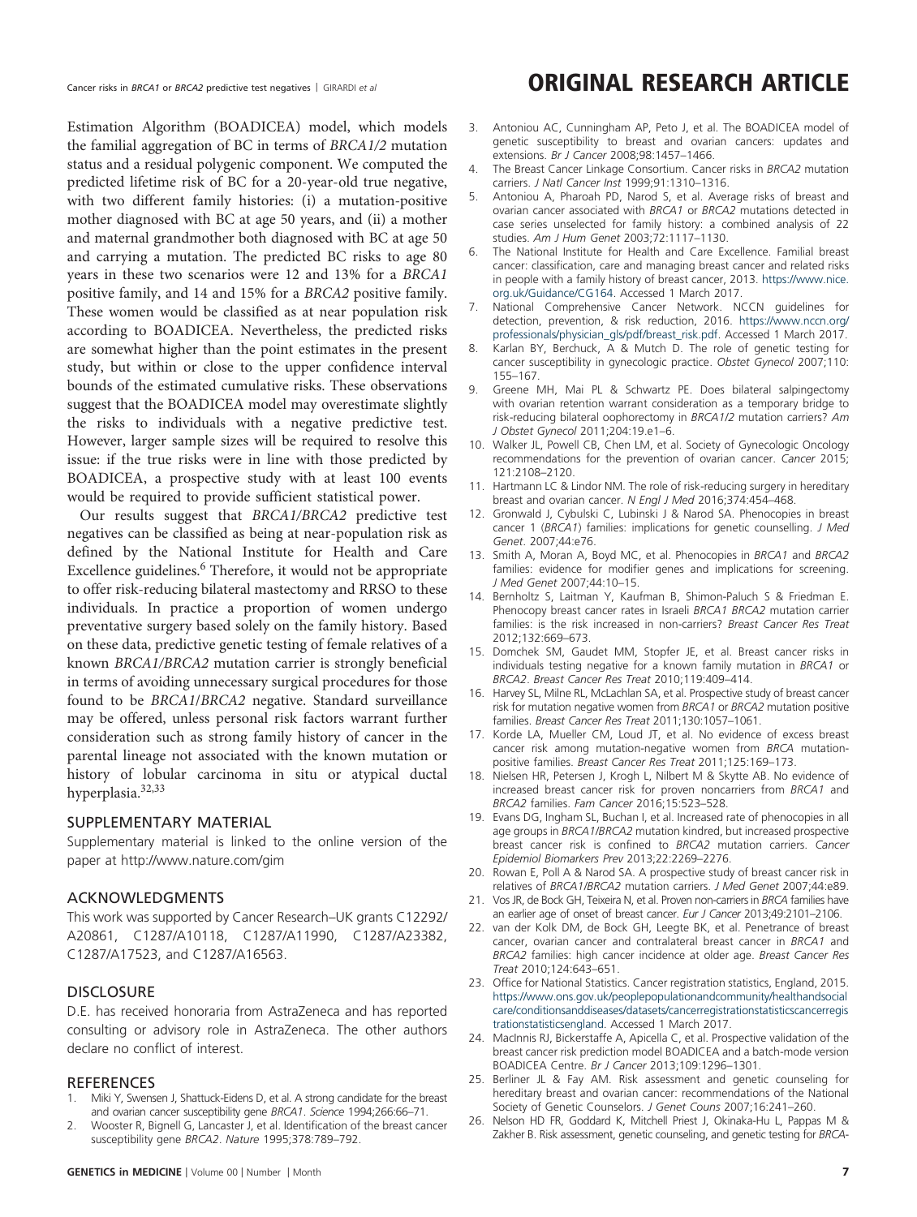Estimation Algorithm (BOADICEA) model, which models the familial aggregation of BC in terms of *BRCA1/2* mutation status and a residual polygenic component. We computed the predicted lifetime risk of BC for a 20-year-old true negative, with two different family histories: (i) a mutation-positive mother diagnosed with BC at age 50 years, and (ii) a mother and maternal grandmother both diagnosed with BC at age 50 and carrying a mutation. The predicted BC risks to age 80 years in these two scenarios were 12 and 13% for a *BRCA1* positive family, and 14 and 15% for a *BRCA2* positive family. These women would be classified as at near population risk according to BOADICEA. Nevertheless, the predicted risks are somewhat higher than the point estimates in the present study, but within or close to the upper confidence interval bounds of the estimated cumulative risks. These observations suggest that the BOADICEA model may overestimate slightly the risks to individuals with a negative predictive test. However, larger sample sizes will be required to resolve this issue: if the true risks were in line with those predicted by BOADICEA, a prospective study with at least 100 events would be required to provide sufficient statistical power.

Our results suggest that *BRCA1/BRCA2* predictive test negatives can be classified as being at near-population risk as defined by the National Institute for Health and Care Excellence guidelines.[6] Therefore, it would not be appropriate to offer risk-reducing bilateral mastectomy and RRSO to these individuals. In practice a proportion of women undergo preventative surgery based solely on the family history. Based on these data, predictive genetic testing of female relatives of a known *BRCA1/BRCA2* mutation carrier is strongly beneficial in terms of avoiding unnecessary surgical procedures for those found to be *BRCA1/BRCA2* negative. Standard surveillance may be offered, unless personal risk factors warrant further consideration such as strong family history of cancer in the parental lineage not associated with the known mutation or history of lobular carcinoma in situ or atypical ductal hyperplasia.[32,33]

## SUPPLEMENTARY MATERIAL

Supplementary material is linked to the online version of the paper at http://www.nature.com/gim

## ACKNOWLEDGMENTS

This work was supported by Cancer Research–UK grants C12292/A20861, C1287/A10118, C1287/A11990, C1287/A23382, C1287/A17523, and C1287/A16563.

## DISCLOSURE

D.E. has received honoraria from AstraZeneca and has reported consulting or advisory role in AstraZeneca. The other authors declare no conflict of interest.

## REFERENCES

1. Miki Y, Swensen J, Shattuck-Eidens D, et al. A strong candidate for the breast and ovarian cancer susceptibility gene *BRCA1*. *Science* 1994;266:66–71.
2. Wooster R, Bignell G, Lancaster J, et al. Identification of the breast cancer susceptibility gene *BRCA2*. *Nature* 1995;378:789–792.
3. Antoniou AC, Cunningham AP, Peto J, et al. The BOADICEA model of genetic susceptibility to breast and ovarian cancers: updates and extensions. *Br J Cancer* 2008;98:1457–1466.
4. The Breast Cancer Linkage Consortium. Cancer risks in *BRCA2* mutation carriers. *J Natl Cancer Inst* 1999;91:1310–1316.
5. Antoniou A, Pharoah PD, Narod S, et al. Average risks of breast and ovarian cancer associated with *BRCA1* or *BRCA2* mutations detected in case series unselected for family history: a combined analysis of 22 studies. *Am J Hum Genet* 2003;72:1117–1130.
6. The National Institute for Health and Care Excellence. Familial breast cancer: classification, care and managing breast cancer and related risks in people with a family history of breast cancer, 2013. https://www.nice.org.uk/Guidance/CG164. Accessed 1 March 2017.
7. National Comprehensive Cancer Network. NCCN guidelines for detection, prevention, & risk reduction, 2016. https://www.nccn.org/professionals/physician_gls/pdf/breast_risk.pdf. Accessed 1 March 2017.
8. Karlan BY, Berchuck, A & Mutch D. The role of genetic testing for cancer susceptibility in gynecologic practice. *Obstet Gynecol* 2007;110: 155–167.
9. Greene MH, Mai PL & Schwartz PE. Does bilateral salpingectomy with ovarian retention warrant consideration as a temporary bridge to risk-reducing bilateral oophorectomy in *BRCA1/2* mutation carriers? *Am J Obstet Gynecol* 2011;204:19.e1–6.
10. Walker JL, Powell CB, Chen LM, et al. Society of Gynecologic Oncology recommendations for the prevention of ovarian cancer. *Cancer* 2015; 121:2108–2120.
11. Hartmann LC & Lindor NM. The role of risk-reducing surgery in hereditary breast and ovarian cancer. *N Engl J Med* 2016;374:454–468.
12. Gronwald J, Cybulski C, Lubinski J & Narod SA. Phenocopies in breast cancer 1 (*BRCA1*) families: implications for genetic counselling. *J Med Genet*. 2007;44:e76.
13. Smith A, Moran A, Boyd MC, et al. Phenocopies in *BRCA1* and *BRCA2* families: evidence for modifier genes and implications for screening. *J Med Genet* 2007;44:10–15.
14. Bernholtz S, Laitman Y, Kaufman B, Shimon-Paluch S & Friedman E. Phenocopy breast cancer rates in Israeli *BRCA1 BRCA2* mutation carrier families: is the risk increased in non-carriers? *Breast Cancer Res Treat* 2012;132:669–673.
15. Domchek SM, Gaudet MM, Stopfer JE, et al. Breast cancer risks in individuals testing negative for a known family mutation in *BRCA1* or *BRCA2*. *Breast Cancer Res Treat* 2010;119:409–414.
16. Harvey SL, Milne RL, McLachlan SA, et al. Prospective study of breast cancer risk for mutation negative women from *BRCA1* or *BRCA2* mutation positive families. *Breast Cancer Res Treat* 2011;130:1057–1061.
17. Korde LA, Mueller CM, Loud JT, et al. No evidence of excess breast cancer risk among mutation-negative women from *BRCA* mutation-positive families. *Breast Cancer Res Treat* 2011;125:169–173.
18. Nielsen HR, Petersen J, Krogh L, Nilbert M & Skytte AB. No evidence of increased breast cancer risk for proven noncarriers from *BRCA1* and *BRCA2* families. *Fam Cancer* 2016;15:523–528.
19. Evans DG, Ingham SL, Buchan I, et al. Increased rate of phenocopies in all age groups in *BRCA1/BRCA2* mutation kindred, but increased prospective breast cancer risk is confined to *BRCA2* mutation carriers. *Cancer Epidemiol Biomarkers Prev* 2013;22:2269–2276.
20. Rowan E, Poll A & Narod SA. A prospective study of breast cancer risk in relatives of *BRCA1/BRCA2* mutation carriers. *J Med Genet* 2007;44:e89.
21. Vos JR, de Bock GH, Teixeira N, et al. Proven non-carriers in *BRCA* families have an earlier age of onset of breast cancer. *Eur J Cancer* 2013;49:2101–2106.
22. van der Kolk DM, de Bock GH, Leegte BK, et al. Penetrance of breast cancer, ovarian cancer and contralateral breast cancer in *BRCA1* and *BRCA2* families: high cancer incidence at older age. *Breast Cancer Res Treat* 2010;124:643–651.
23. Office for National Statistics. Cancer registration statistics, England, 2015. https://www.ons.gov.uk/peoplepopulationandcommunity/healthandsocialcare/conditionsanddiseases/datasets/cancerregistrationstatisticscancerregistrationstatisticsengland. Accessed 1 March 2017.
24. MacInnis RJ, Bickerstaffe A, Apicella C, et al. Prospective validation of the breast cancer risk prediction model BOADICEA and a batch-mode version BOADICEA Centre. *Br J Cancer* 2013;109:1296–1301.
25. Berliner JL & Fay AM. Risk assessment and genetic counseling for hereditary breast and ovarian cancer: recommendations of the National Society of Genetic Counselors. *J Genet Couns* 2007;16:241–260.
26. Nelson HD FR, Goddard K, Mitchell Priest J, Okinaka-Hu L, Pappas M & Zakher B. Risk assessment, genetic counseling, and genetic testing for *BRCA*-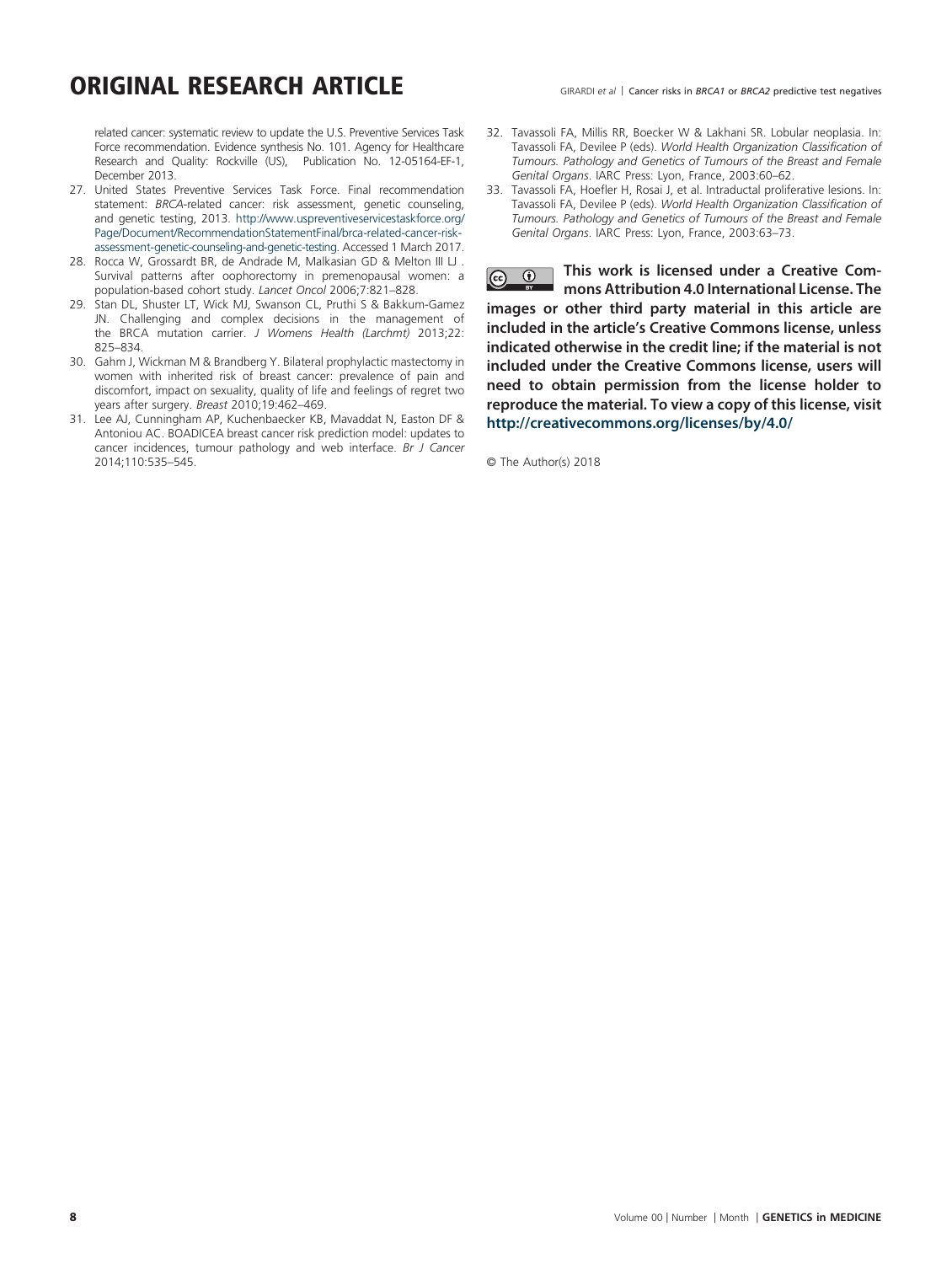related cancer: systematic review to update the U.S. Preventive Services Task Force recommendation. Evidence synthesis No. 101. Agency for Healthcare Research and Quality: Rockville (US), Publication No. 12-05164-EF-1, December 2013.

27. United States Preventive Services Task Force. Final recommendation statement: *BRCA*-related cancer: risk assessment, genetic counseling, and genetic testing, 2013. http://www.uspreventiveservicestaskforce.org/Page/Document/RecommendationStatementFinal/brca-related-cancer-risk-assessment-genetic-counseling-and-genetic-testing. Accessed 1 March 2017.
28. Rocca W, Grossardt BR, de Andrade M, Malkasian GD & Melton III LJ . Survival patterns after oophorectomy in premenopausal women: a population-based cohort study. *Lancet Oncol* 2006;7:821–828.
29. Stan DL, Shuster LT, Wick MJ, Swanson CL, Pruthi S & Bakkum-Gamez JN. Challenging and complex decisions in the management of the BRCA mutation carrier. *J Womens Health (Larchmt)* 2013;22: 825–834.
30. Gahm J, Wickman M & Brandberg Y. Bilateral prophylactic mastectomy in women with inherited risk of breast cancer: prevalence of pain and discomfort, impact on sexuality, quality of life and feelings of regret two years after surgery. *Breast* 2010;19:462–469.
31. Lee AJ, Cunningham AP, Kuchenbaecker KB, Mavaddat N, Easton DF & Antoniou AC. BOADICEA breast cancer risk prediction model: updates to cancer incidences, tumour pathology and web interface. *Br J Cancer* 2014;110:535–545.
32. Tavassoli FA, Millis RR, Boecker W & Lakhani SR. Lobular neoplasia. In: Tavassoli FA, Devilee P (eds). *World Health Organization Classification of Tumours. Pathology and Genetics of Tumours of the Breast and Female Genital Organs*. IARC Press: Lyon, France, 2003:60–62.
33. Tavassoli FA, Hoefler H, Rosai J, et al. Intraductal proliferative lesions. In: Tavassoli FA, Devilee P (eds). *World Health Organization Classification of Tumours. Pathology and Genetics of Tumours of the Breast and Female Genital Organs*. IARC Press: Lyon, France, 2003:63–73.

**This work is licensed under a Creative Commons Attribution 4.0 International License. The images or other third party material in this article are included in the article's Creative Commons license, unless indicated otherwise in the credit line; if the material is not included under the Creative Commons license, users will need to obtain permission from the license holder to reproduce the material. To view a copy of this license, visit http://creativecommons.org/licenses/by/4.0/**

© The Author(s) 2018